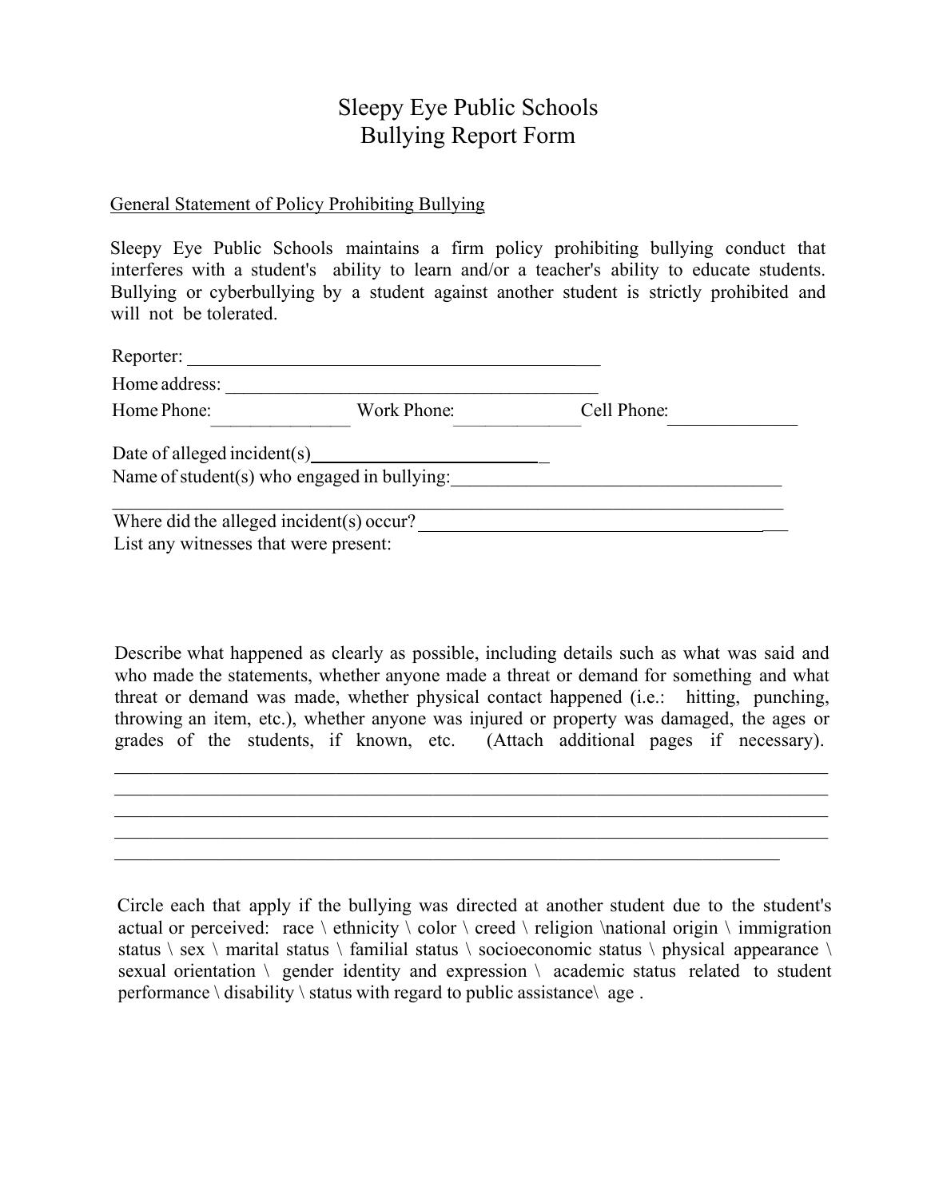# Sleepy Eye Public Schools
# Bullying Report Form

General Statement of Policy Prohibiting Bullying

Sleepy Eye Public Schools maintains a firm policy prohibiting bullying conduct that interferes with a student's ability to learn and/or a teacher's ability to educate students. Bullying or cyberbullying by a student against another student is strictly prohibited and will not be tolerated.

Reporter: ____________________________________________

Home address: ________________________________________

Home Phone: _______________ Work Phone: _______________ Cell Phone: _______________

Date of alleged incident(s) __________________________

Name of student(s) who engaged in bullying: ____________________________________

______________________________________________________________________

Where did the alleged incident(s) occur? ________________________________________

List any witnesses that were present:

Describe what happened as clearly as possible, including details such as what was said and who made the statements, whether anyone made a threat or demand for something and what threat or demand was made, whether physical contact happened (i.e.: hitting, punching, throwing an item, etc.), whether anyone was injured or property was damaged, the ages or grades of the students, if known, etc. (Attach additional pages if necessary).

______________________________________________________________________________

______________________________________________________________________________

______________________________________________________________________________

______________________________________________________________________________

__________________________________________________________________________

Circle each that apply if the bullying was directed at another student due to the student's actual or perceived: race \ ethnicity \ color \ creed \ religion \national origin \ immigration status \ sex \ marital status \ familial status \ socioeconomic status \ physical appearance \ sexual orientation \ gender identity and expression \ academic status related to student performance \ disability \ status with regard to public assistance\ age .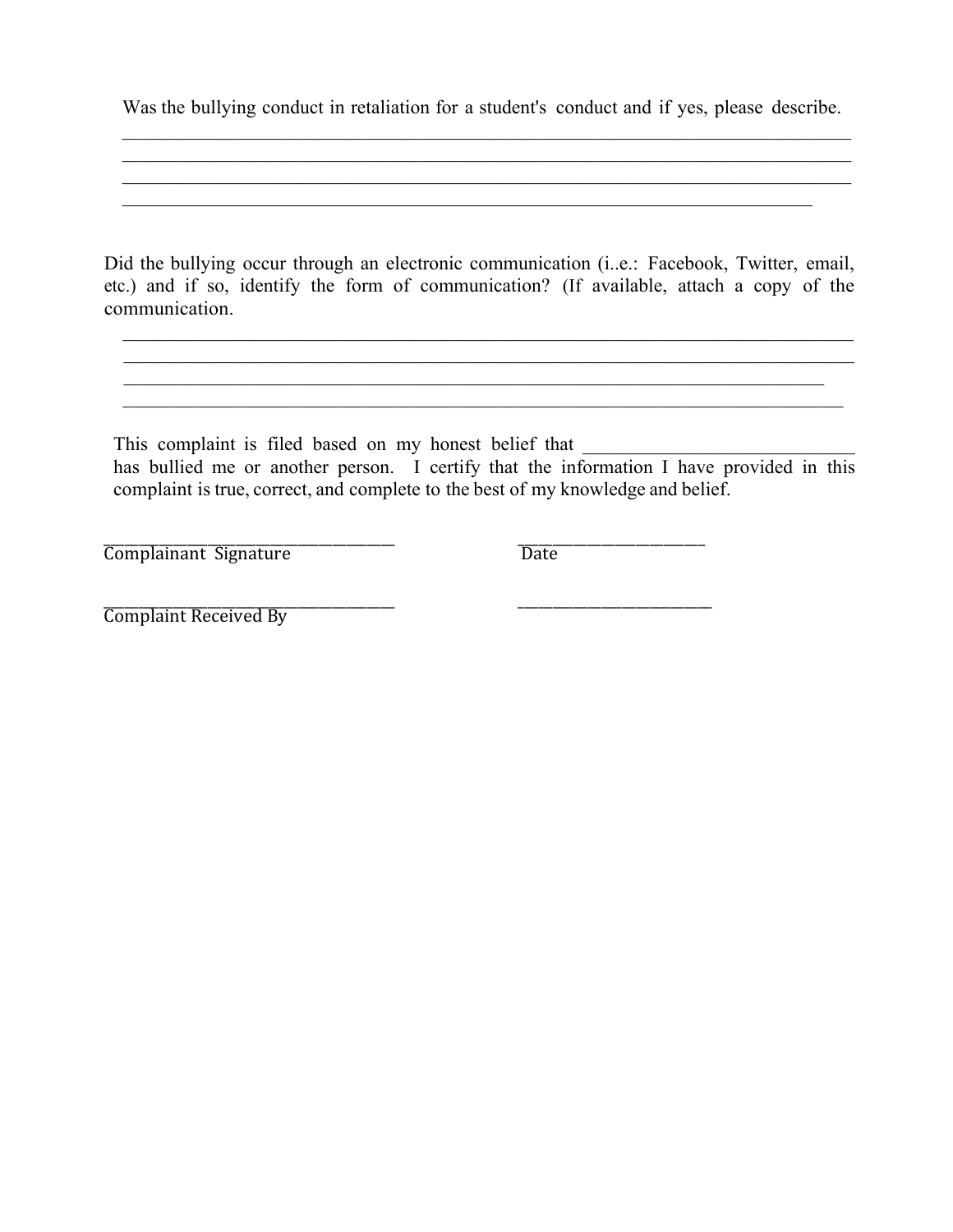Was the bullying conduct in retaliation for a student's conduct and if yes, please describe.

\_\_\_\_\_\_\_\_\_\_\_\_\_\_\_\_\_\_\_\_\_\_\_\_\_\_\_\_\_\_\_\_\_\_\_\_\_\_\_\_\_\_\_\_\_\_\_\_\_\_\_\_\_\_\_\_\_\_\_\_\_\_\_\_\_\_\_\_\_\_\_\_\_\_\_\_

\_\_\_\_\_\_\_\_\_\_\_\_\_\_\_\_\_\_\_\_\_\_\_\_\_\_\_\_\_\_\_\_\_\_\_\_\_\_\_\_\_\_\_\_\_\_\_\_\_\_\_\_\_\_\_\_\_\_\_\_\_\_\_\_\_\_\_\_\_\_\_\_\_\_\_\_

\_\_\_\_\_\_\_\_\_\_\_\_\_\_\_\_\_\_\_\_\_\_\_\_\_\_\_\_\_\_\_\_\_\_\_\_\_\_\_\_\_\_\_\_\_\_\_\_\_\_\_\_\_\_\_\_\_\_\_\_\_\_\_\_\_\_\_\_\_\_\_\_\_\_\_\_

\_\_\_\_\_\_\_\_\_\_\_\_\_\_\_\_\_\_\_\_\_\_\_\_\_\_\_\_\_\_\_\_\_\_\_\_\_\_\_\_\_\_\_\_\_\_\_\_\_\_\_\_\_\_\_\_\_\_\_\_\_\_\_\_\_\_\_\_\_\_\_\_

Did the bullying occur through an electronic communication (i..e.: Facebook, Twitter, email, etc.) and if so, identify the form of communication? (If available, attach a copy of the communication.

\_\_\_\_\_\_\_\_\_\_\_\_\_\_\_\_\_\_\_\_\_\_\_\_\_\_\_\_\_\_\_\_\_\_\_\_\_\_\_\_\_\_\_\_\_\_\_\_\_\_\_\_\_\_\_\_\_\_\_\_\_\_\_\_\_\_\_\_\_\_\_\_\_\_\_\_

\_\_\_\_\_\_\_\_\_\_\_\_\_\_\_\_\_\_\_\_\_\_\_\_\_\_\_\_\_\_\_\_\_\_\_\_\_\_\_\_\_\_\_\_\_\_\_\_\_\_\_\_\_\_\_\_\_\_\_\_\_\_\_\_\_\_\_\_\_\_\_\_\_\_\_\_

\_\_\_\_\_\_\_\_\_\_\_\_\_\_\_\_\_\_\_\_\_\_\_\_\_\_\_\_\_\_\_\_\_\_\_\_\_\_\_\_\_\_\_\_\_\_\_\_\_\_\_\_\_\_\_\_\_\_\_\_\_\_\_\_\_\_\_\_\_\_\_\_

\_\_\_\_\_\_\_\_\_\_\_\_\_\_\_\_\_\_\_\_\_\_\_\_\_\_\_\_\_\_\_\_\_\_\_\_\_\_\_\_\_\_\_\_\_\_\_\_\_\_\_\_\_\_\_\_\_\_\_\_\_\_\_\_\_\_\_\_\_\_\_\_\_\_

This complaint is filed based on my honest belief that \_\_\_\_\_\_\_\_\_\_\_\_\_\_\_\_\_\_\_\_\_\_\_\_\_\_\_\_\_\_ has bullied me or another person. I certify that the information I have provided in this complaint is true, correct, and complete to the best of my knowledge and belief.

\_\_\_\_\_\_\_\_\_\_\_\_\_\_\_\_\_\_\_\_\_\_\_\_\_\_\_\_\_\_\_\_\_\_\_\_ &nbsp;&nbsp;&nbsp;&nbsp;&nbsp;&nbsp;&nbsp;&nbsp; \_\_\_\_\_\_\_\_\_\_\_\_\_\_\_\_\_\_\_\_\_\_\_\_
Complainant Signature &nbsp;&nbsp;&nbsp;&nbsp;&nbsp;&nbsp;&nbsp;&nbsp; Date

\_\_\_\_\_\_\_\_\_\_\_\_\_\_\_\_\_\_\_\_\_\_\_\_\_\_\_\_\_\_\_\_\_\_\_\_ &nbsp;&nbsp;&nbsp;&nbsp;&nbsp;&nbsp;&nbsp;&nbsp; \_\_\_\_\_\_\_\_\_\_\_\_\_\_\_\_\_\_\_\_\_\_\_\_
Complaint Received By